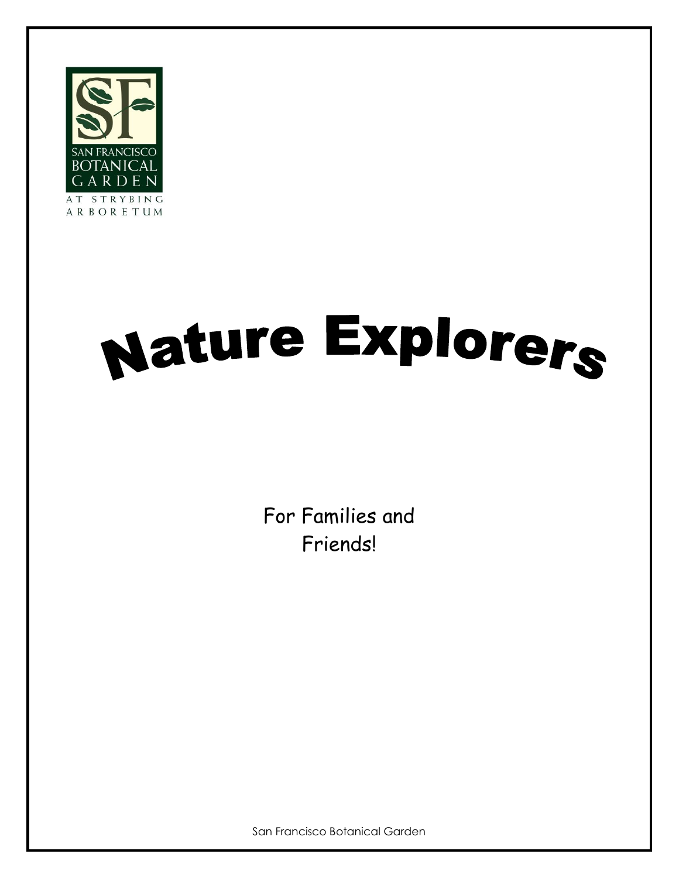SAN FRANCISCO BOTANICAL GARDEN AT STRYBING ARBORETUM

# Nature Explorers

For Families and Friends!

San Francisco Botanical Garden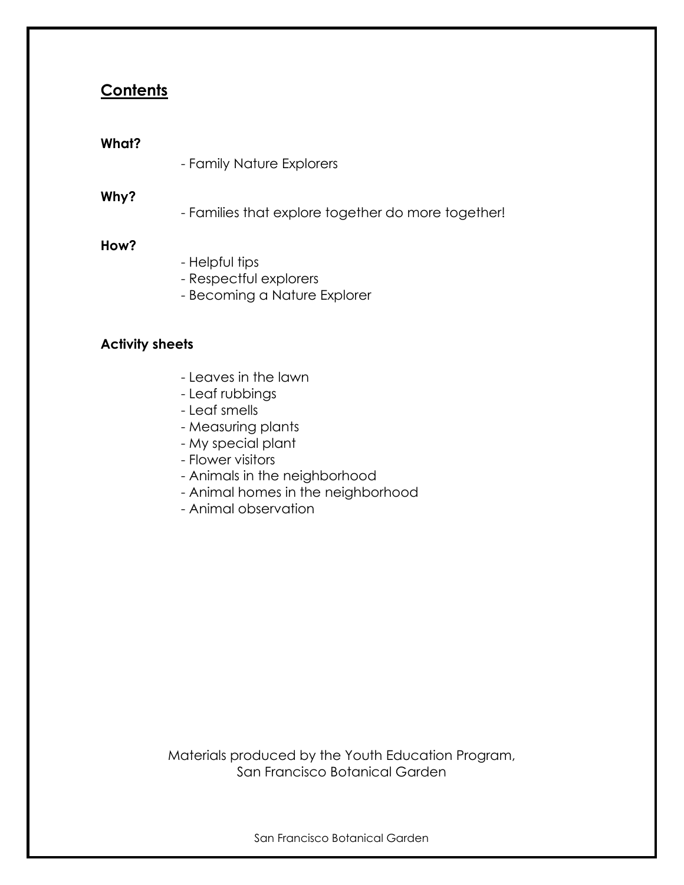## Contents

**What?**

- Family Nature Explorers

**Why?**

- Families that explore together do more together!

**How?**

- Helpful tips
- Respectful explorers
- Becoming a Nature Explorer

**Activity sheets**

- Leaves in the lawn
- Leaf rubbings
- Leaf smells
- Measuring plants
- My special plant
- Flower visitors
- Animals in the neighborhood
- Animal homes in the neighborhood
- Animal observation

Materials produced by the Youth Education Program,
San Francisco Botanical Garden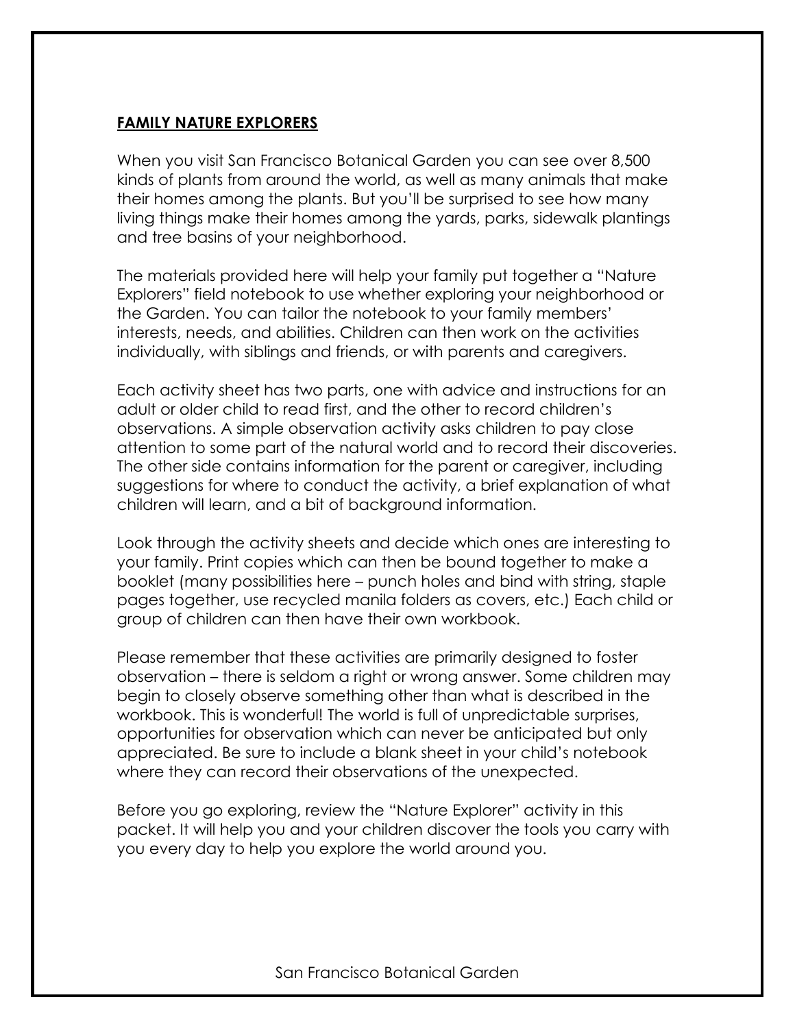## FAMILY NATURE EXPLORERS

When you visit San Francisco Botanical Garden you can see over 8,500 kinds of plants from around the world, as well as many animals that make their homes among the plants. But you'll be surprised to see how many living things make their homes among the yards, parks, sidewalk plantings and tree basins of your neighborhood.

The materials provided here will help your family put together a "Nature Explorers" field notebook to use whether exploring your neighborhood or the Garden. You can tailor the notebook to your family members' interests, needs, and abilities. Children can then work on the activities individually, with siblings and friends, or with parents and caregivers.

Each activity sheet has two parts, one with advice and instructions for an adult or older child to read first, and the other to record children's observations. A simple observation activity asks children to pay close attention to some part of the natural world and to record their discoveries. The other side contains information for the parent or caregiver, including suggestions for where to conduct the activity, a brief explanation of what children will learn, and a bit of background information.

Look through the activity sheets and decide which ones are interesting to your family. Print copies which can then be bound together to make a booklet (many possibilities here – punch holes and bind with string, staple pages together, use recycled manila folders as covers, etc.) Each child or group of children can then have their own workbook.

Please remember that these activities are primarily designed to foster observation – there is seldom a right or wrong answer. Some children may begin to closely observe something other than what is described in the workbook. This is wonderful! The world is full of unpredictable surprises, opportunities for observation which can never be anticipated but only appreciated. Be sure to include a blank sheet in your child's notebook where they can record their observations of the unexpected.

Before you go exploring, review the "Nature Explorer" activity in this packet. It will help you and your children discover the tools you carry with you every day to help you explore the world around you.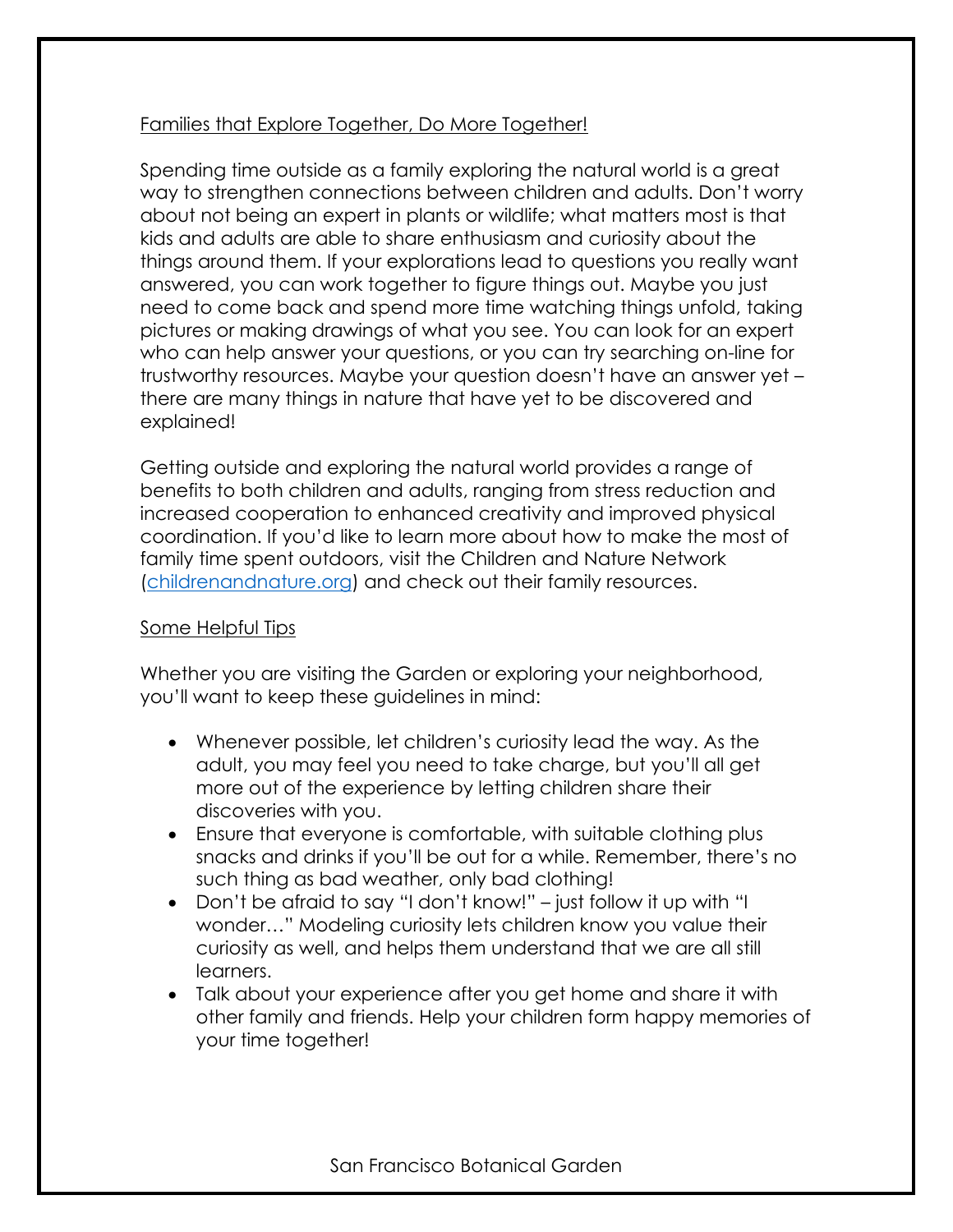## Families that Explore Together, Do More Together!

Spending time outside as a family exploring the natural world is a great way to strengthen connections between children and adults. Don't worry about not being an expert in plants or wildlife; what matters most is that kids and adults are able to share enthusiasm and curiosity about the things around them. If your explorations lead to questions you really want answered, you can work together to figure things out. Maybe you just need to come back and spend more time watching things unfold, taking pictures or making drawings of what you see. You can look for an expert who can help answer your questions, or you can try searching on-line for trustworthy resources. Maybe your question doesn't have an answer yet – there are many things in nature that have yet to be discovered and explained!

Getting outside and exploring the natural world provides a range of benefits to both children and adults, ranging from stress reduction and increased cooperation to enhanced creativity and improved physical coordination. If you'd like to learn more about how to make the most of family time spent outdoors, visit the Children and Nature Network (childrenandnature.org) and check out their family resources.

## Some Helpful Tips

Whether you are visiting the Garden or exploring your neighborhood, you'll want to keep these guidelines in mind:

- Whenever possible, let children's curiosity lead the way. As the adult, you may feel you need to take charge, but you'll all get more out of the experience by letting children share their discoveries with you.
- Ensure that everyone is comfortable, with suitable clothing plus snacks and drinks if you'll be out for a while. Remember, there's no such thing as bad weather, only bad clothing!
- Don't be afraid to say "I don't know!" – just follow it up with "I wonder…" Modeling curiosity lets children know you value their curiosity as well, and helps them understand that we are all still learners.
- Talk about your experience after you get home and share it with other family and friends. Help your children form happy memories of your time together!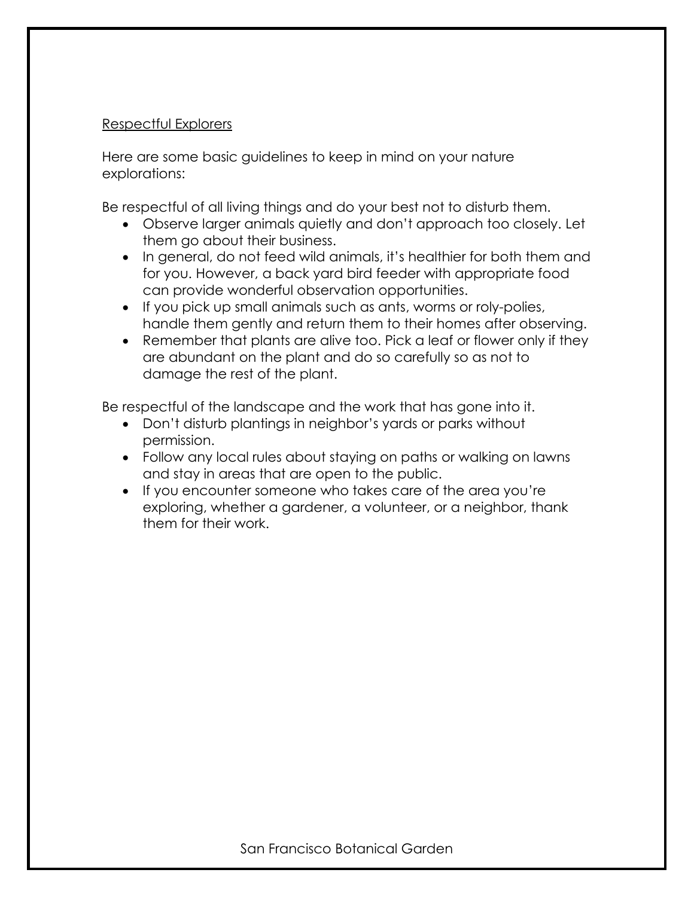## Respectful Explorers

Here are some basic guidelines to keep in mind on your nature explorations:

Be respectful of all living things and do your best not to disturb them.

- Observe larger animals quietly and don't approach too closely. Let them go about their business.
- In general, do not feed wild animals, it's healthier for both them and for you. However, a back yard bird feeder with appropriate food can provide wonderful observation opportunities.
- If you pick up small animals such as ants, worms or roly-polies, handle them gently and return them to their homes after observing.
- Remember that plants are alive too. Pick a leaf or flower only if they are abundant on the plant and do so carefully so as not to damage the rest of the plant.

Be respectful of the landscape and the work that has gone into it.

- Don't disturb plantings in neighbor's yards or parks without permission.
- Follow any local rules about staying on paths or walking on lawns and stay in areas that are open to the public.
- If you encounter someone who takes care of the area you're exploring, whether a gardener, a volunteer, or a neighbor, thank them for their work.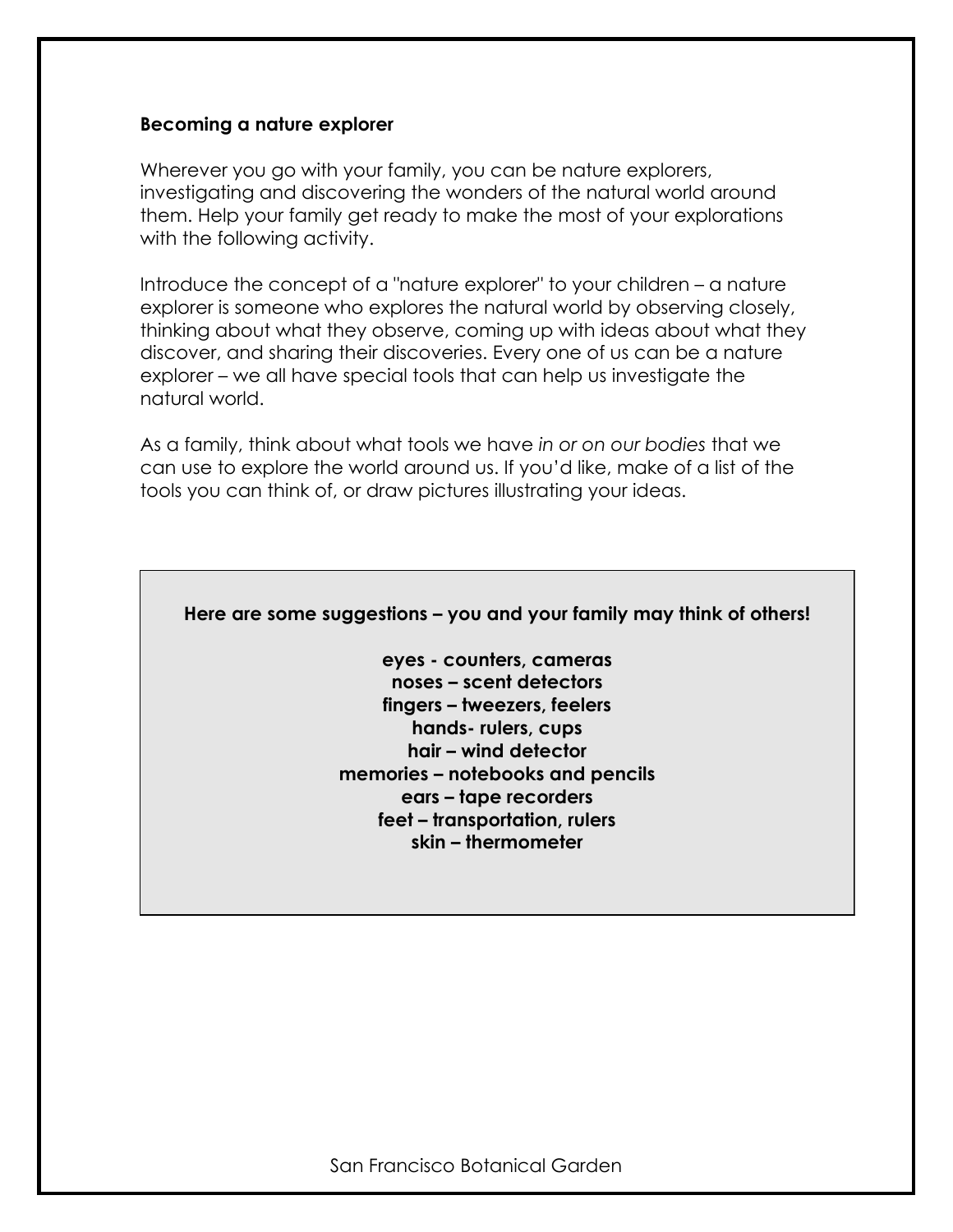**Becoming a nature explorer**

Wherever you go with your family, you can be nature explorers, investigating and discovering the wonders of the natural world around them. Help your family get ready to make the most of your explorations with the following activity.

Introduce the concept of a "nature explorer" to your children – a nature explorer is someone who explores the natural world by observing closely, thinking about what they observe, coming up with ideas about what they discover, and sharing their discoveries. Every one of us can be a nature explorer – we all have special tools that can help us investigate the natural world.

As a family, think about what tools we have *in or on our bodies* that we can use to explore the world around us. If you'd like, make of a list of the tools you can think of, or draw pictures illustrating your ideas.

**Here are some suggestions – you and your family may think of others!**

**eyes - counters, cameras**
**noses – scent detectors**
**fingers – tweezers, feelers**
**hands- rulers, cups**
**hair – wind detector**
**memories – notebooks and pencils**
**ears – tape recorders**
**feet – transportation, rulers**
**skin – thermometer**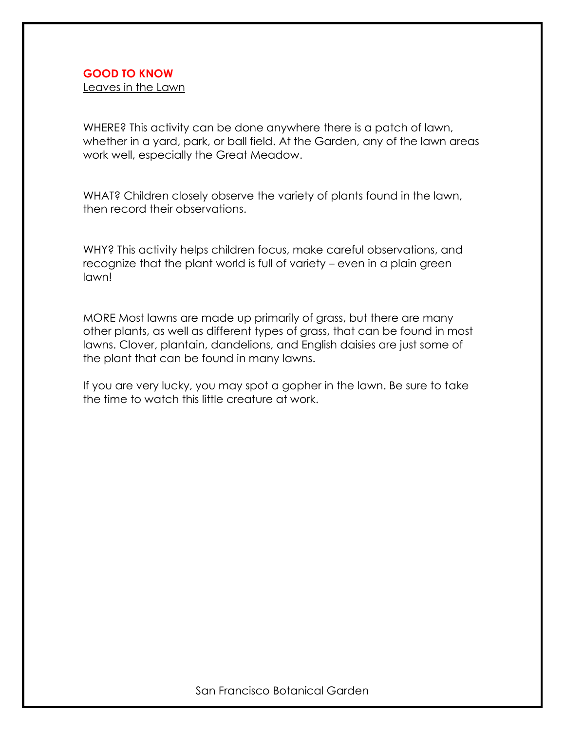**GOOD TO KNOW**

Leaves in the Lawn

WHERE? This activity can be done anywhere there is a patch of lawn, whether in a yard, park, or ball field. At the Garden, any of the lawn areas work well, especially the Great Meadow.

WHAT? Children closely observe the variety of plants found in the lawn, then record their observations.

WHY? This activity helps children focus, make careful observations, and recognize that the plant world is full of variety – even in a plain green lawn!

MORE Most lawns are made up primarily of grass, but there are many other plants, as well as different types of grass, that can be found in most lawns. Clover, plantain, dandelions, and English daisies are just some of the plant that can be found in many lawns.

If you are very lucky, you may spot a gopher in the lawn. Be sure to take the time to watch this little creature at work.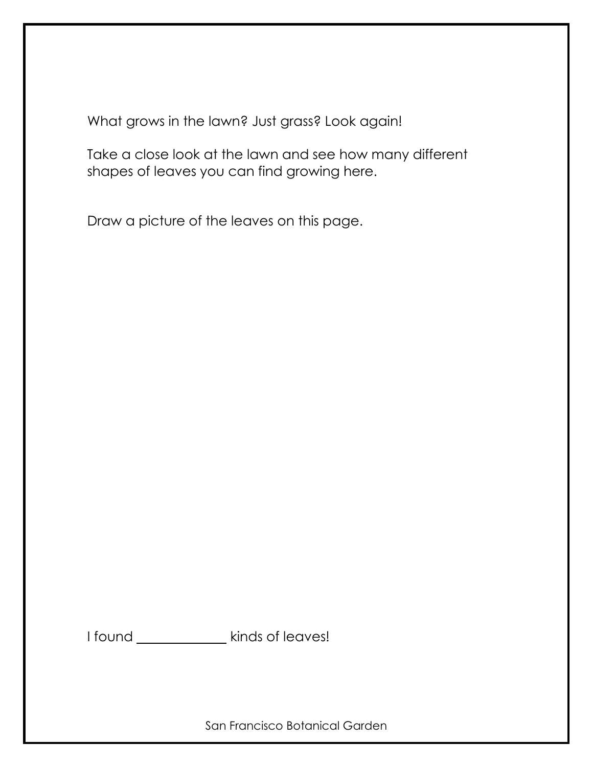What grows in the lawn? Just grass? Look again!

Take a close look at the lawn and see how many different shapes of leaves you can find growing here.

Draw a picture of the leaves on this page.

I found ____________ kinds of leaves!

San Francisco Botanical Garden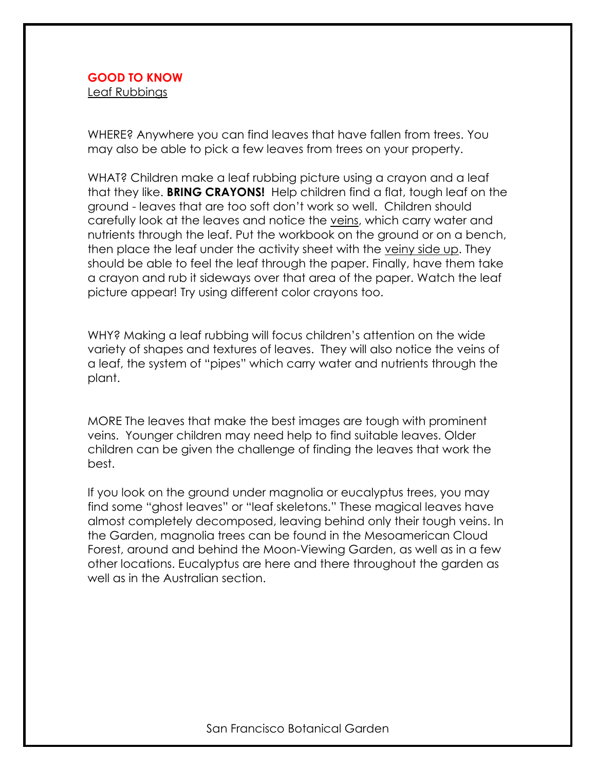**GOOD TO KNOW**

Leaf Rubbings

WHERE? Anywhere you can find leaves that have fallen from trees. You may also be able to pick a few leaves from trees on your property.

WHAT? Children make a leaf rubbing picture using a crayon and a leaf that they like. **BRING CRAYONS!** Help children find a flat, tough leaf on the ground - leaves that are too soft don't work so well. Children should carefully look at the leaves and notice the veins, which carry water and nutrients through the leaf. Put the workbook on the ground or on a bench, then place the leaf under the activity sheet with the veiny side up. They should be able to feel the leaf through the paper. Finally, have them take a crayon and rub it sideways over that area of the paper. Watch the leaf picture appear! Try using different color crayons too.

WHY? Making a leaf rubbing will focus children's attention on the wide variety of shapes and textures of leaves. They will also notice the veins of a leaf, the system of "pipes" which carry water and nutrients through the plant.

MORE The leaves that make the best images are tough with prominent veins. Younger children may need help to find suitable leaves. Older children can be given the challenge of finding the leaves that work the best.

If you look on the ground under magnolia or eucalyptus trees, you may find some "ghost leaves" or "leaf skeletons." These magical leaves have almost completely decomposed, leaving behind only their tough veins. In the Garden, magnolia trees can be found in the Mesoamerican Cloud Forest, around and behind the Moon-Viewing Garden, as well as in a few other locations. Eucalyptus are here and there throughout the garden as well as in the Australian section.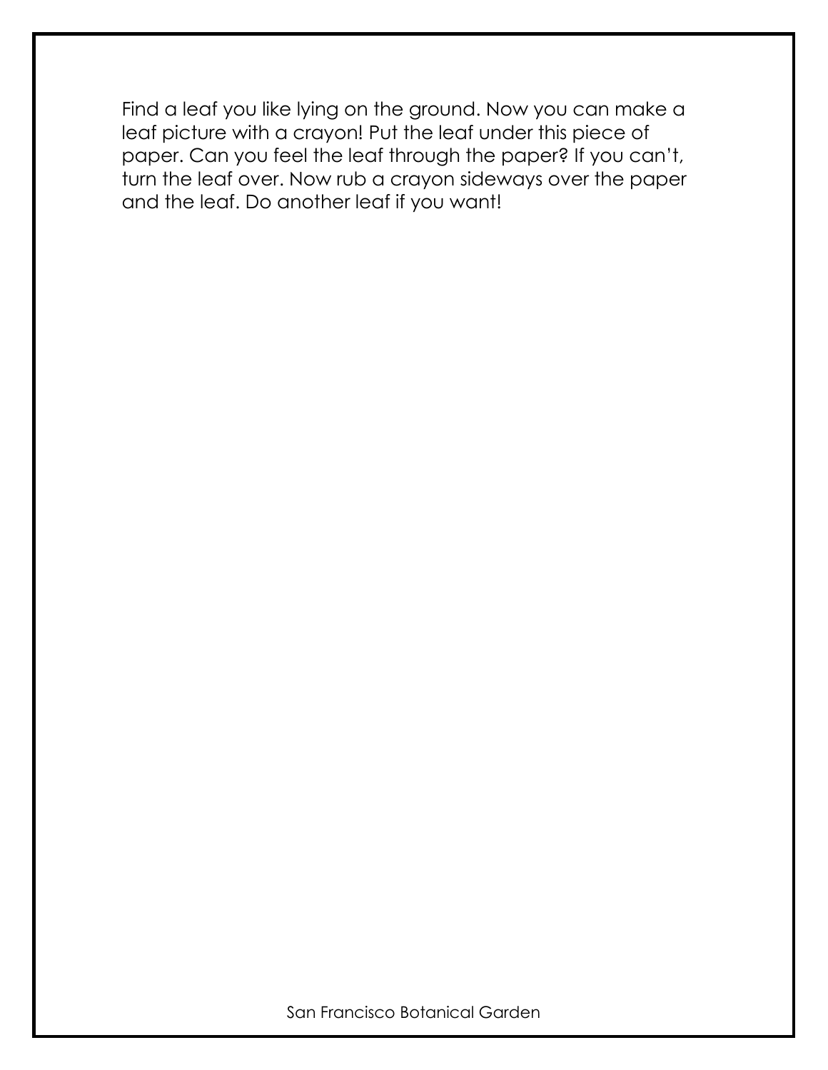Find a leaf you like lying on the ground. Now you can make a leaf picture with a crayon! Put the leaf under this piece of paper. Can you feel the leaf through the paper? If you can't, turn the leaf over. Now rub a crayon sideways over the paper and the leaf. Do another leaf if you want!

San Francisco Botanical Garden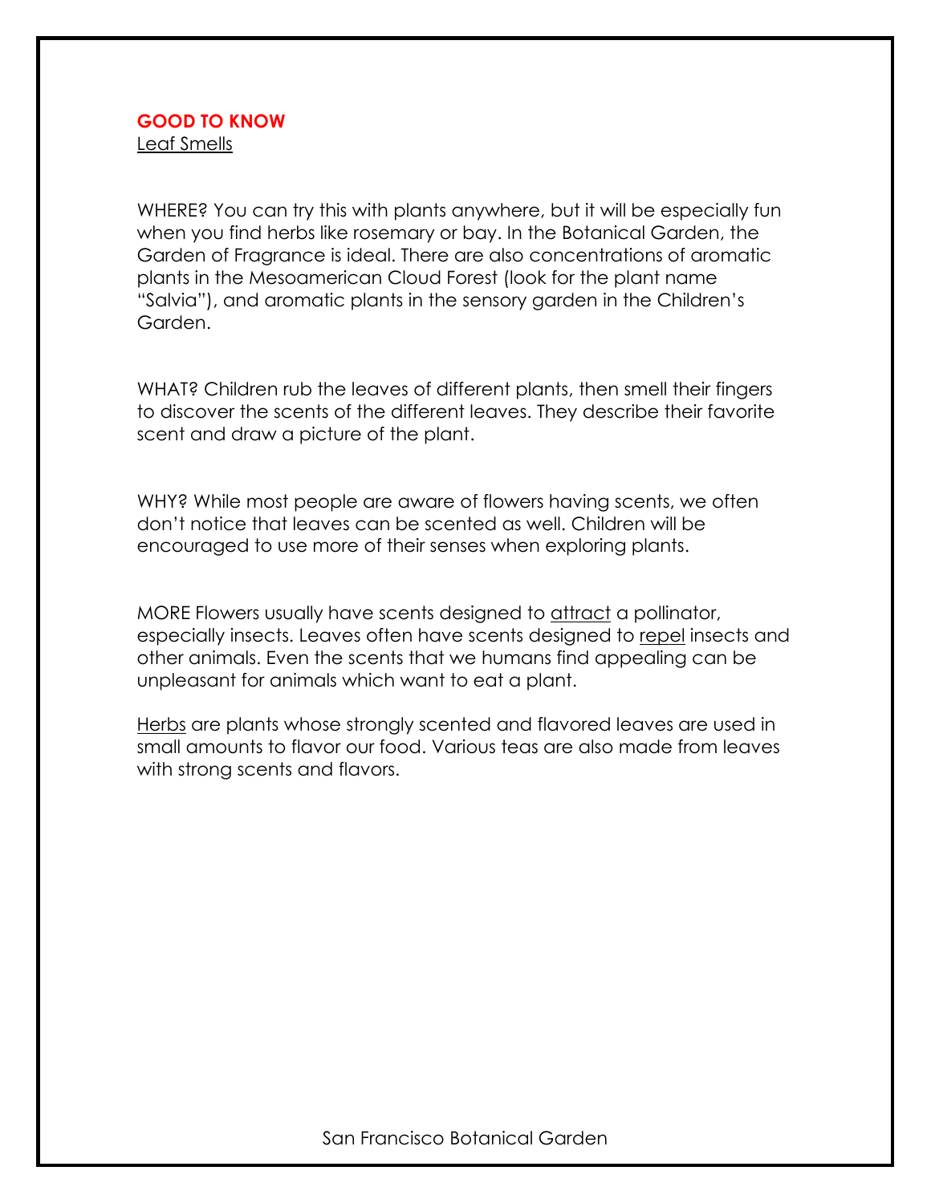## GOOD TO KNOW

Leaf Smells

WHERE? You can try this with plants anywhere, but it will be especially fun when you find herbs like rosemary or bay. In the Botanical Garden, the Garden of Fragrance is ideal. There are also concentrations of aromatic plants in the Mesoamerican Cloud Forest (look for the plant name "Salvia"), and aromatic plants in the sensory garden in the Children's Garden.

WHAT? Children rub the leaves of different plants, then smell their fingers to discover the scents of the different leaves. They describe their favorite scent and draw a picture of the plant.

WHY? While most people are aware of flowers having scents, we often don't notice that leaves can be scented as well. Children will be encouraged to use more of their senses when exploring plants.

MORE Flowers usually have scents designed to attract a pollinator, especially insects. Leaves often have scents designed to repel insects and other animals. Even the scents that we humans find appealing can be unpleasant for animals which want to eat a plant.

Herbs are plants whose strongly scented and flavored leaves are used in small amounts to flavor our food. Various teas are also made from leaves with strong scents and flavors.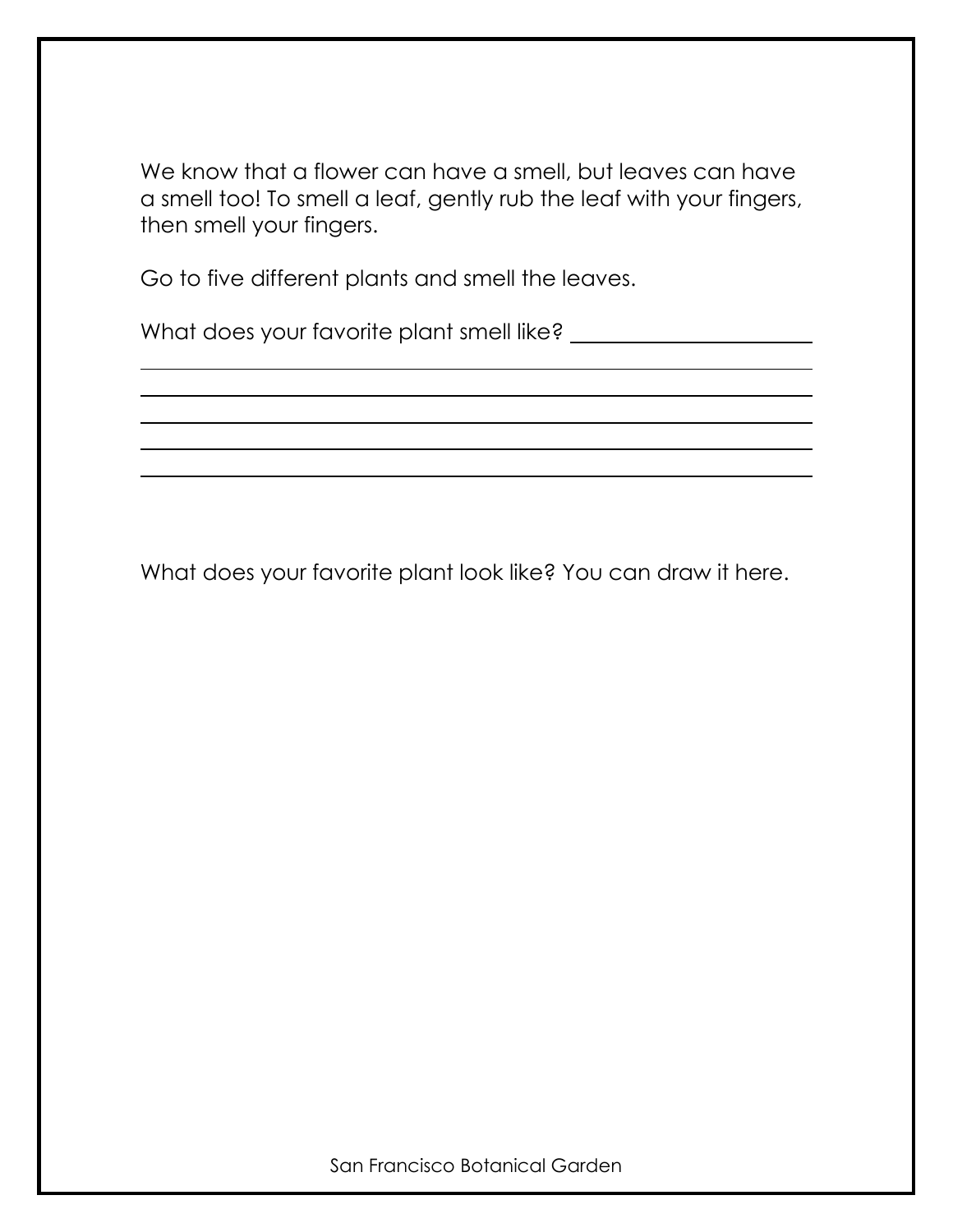We know that a flower can have a smell, but leaves can have a smell too! To smell a leaf, gently rub the leaf with your fingers, then smell your fingers.

Go to five different plants and smell the leaves.

What does your favorite plant smell like? ______________________

___________________________________________________________

___________________________________________________________

___________________________________________________________

___________________________________________________________

___________________________________________________________

What does your favorite plant look like? You can draw it here.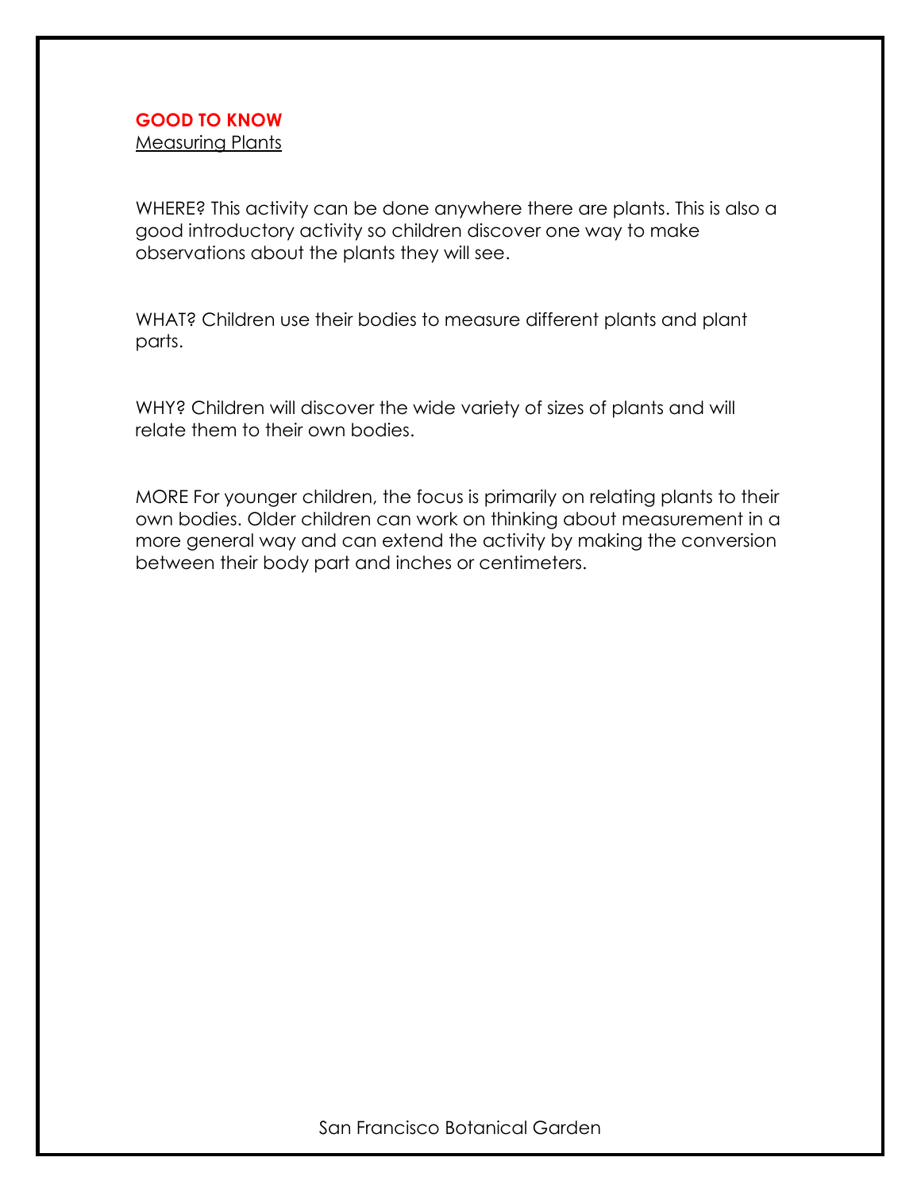**GOOD TO KNOW**
Measuring Plants

WHERE? This activity can be done anywhere there are plants. This is also a good introductory activity so children discover one way to make observations about the plants they will see.

WHAT? Children use their bodies to measure different plants and plant parts.

WHY? Children will discover the wide variety of sizes of plants and will relate them to their own bodies.

MORE For younger children, the focus is primarily on relating plants to their own bodies. Older children can work on thinking about measurement in a more general way and can extend the activity by making the conversion between their body part and inches or centimeters.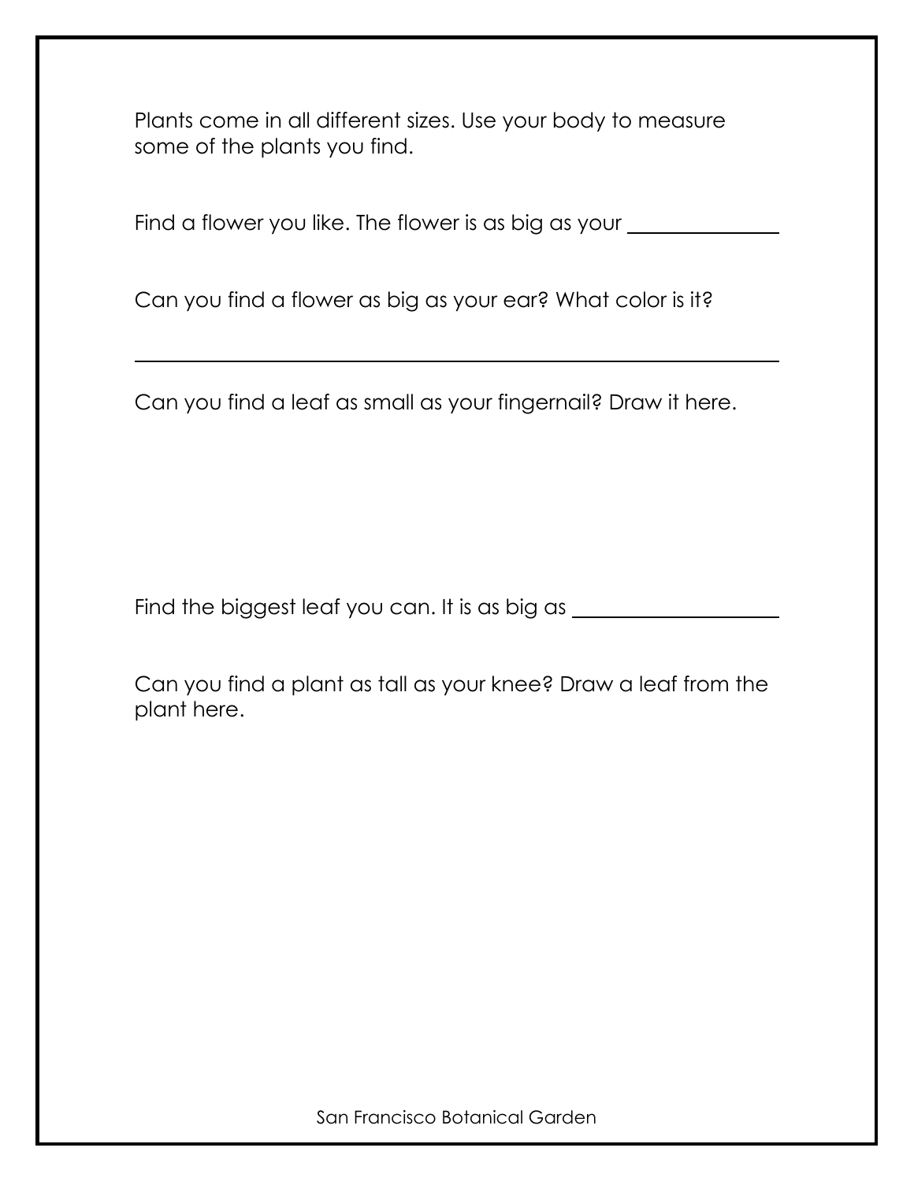Plants come in all different sizes. Use your body to measure some of the plants you find.

Find a flower you like. The flower is as big as your ______________

Can you find a flower as big as your ear? What color is it?

____________________________________________________________

Can you find a leaf as small as your fingernail? Draw it here.

Find the biggest leaf you can. It is as big as ____________________

Can you find a plant as tall as your knee? Draw a leaf from the plant here.

San Francisco Botanical Garden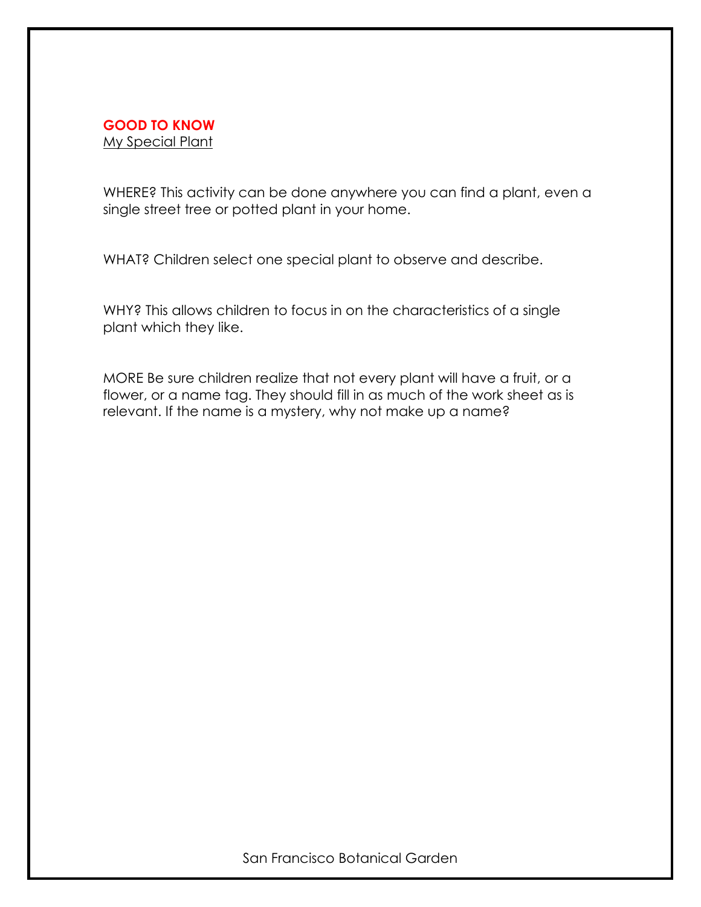**GOOD TO KNOW**
My Special Plant

WHERE? This activity can be done anywhere you can find a plant, even a single street tree or potted plant in your home.

WHAT? Children select one special plant to observe and describe.

WHY? This allows children to focus in on the characteristics of a single plant which they like.

MORE Be sure children realize that not every plant will have a fruit, or a flower, or a name tag. They should fill in as much of the work sheet as is relevant. If the name is a mystery, why not make up a name?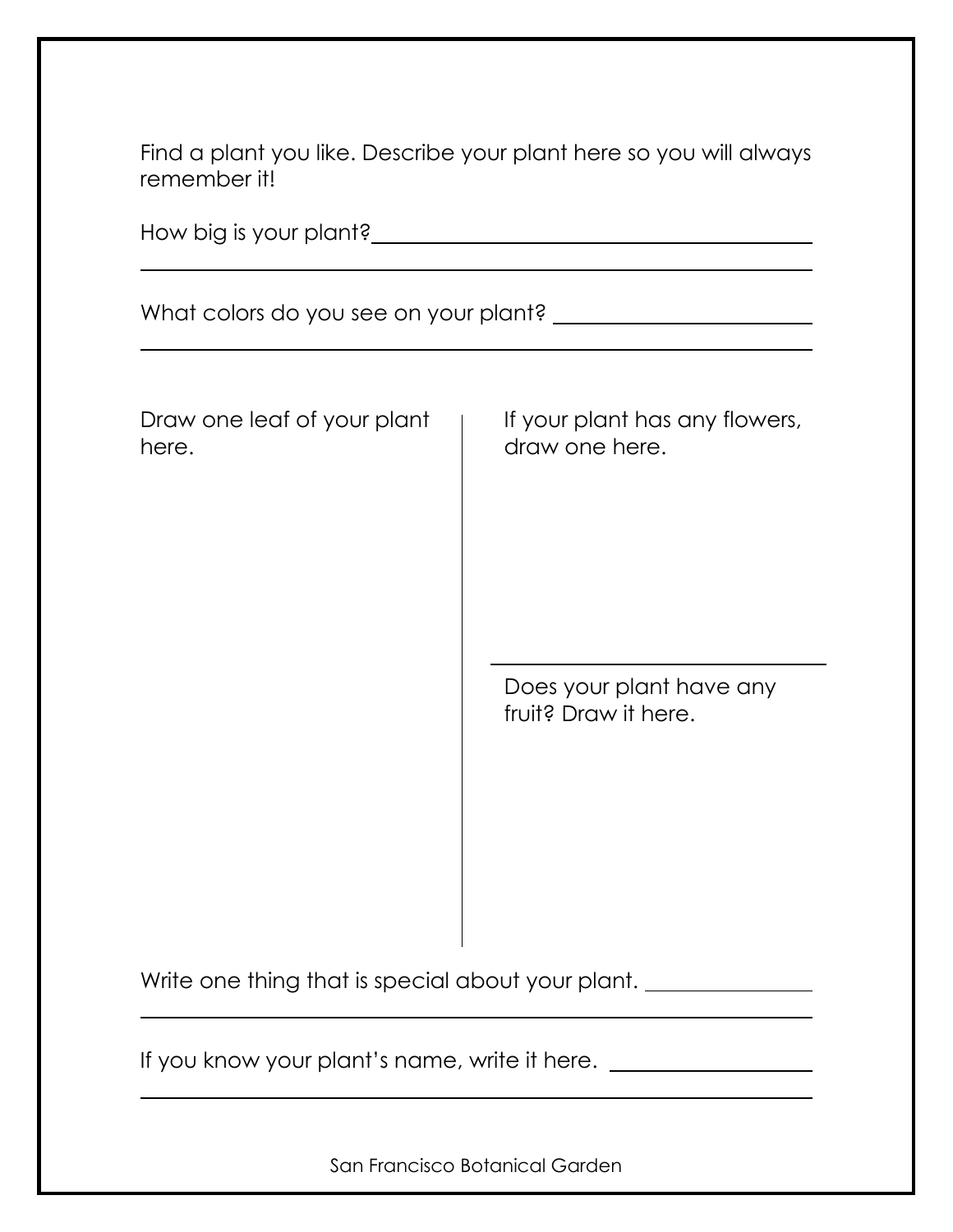Find a plant you like. Describe your plant here so you will always remember it!

How big is your plant? ________________________________________

________________________________________________________________

What colors do you see on your plant? ________________________

________________________________________________________________

Draw one leaf of your plant here.

If your plant has any flowers, draw one here.

Does your plant have any fruit? Draw it here.

Write one thing that is special about your plant. ______________

________________________________________________________________

If you know your plant's name, write it here. _________________

________________________________________________________________

San Francisco Botanical Garden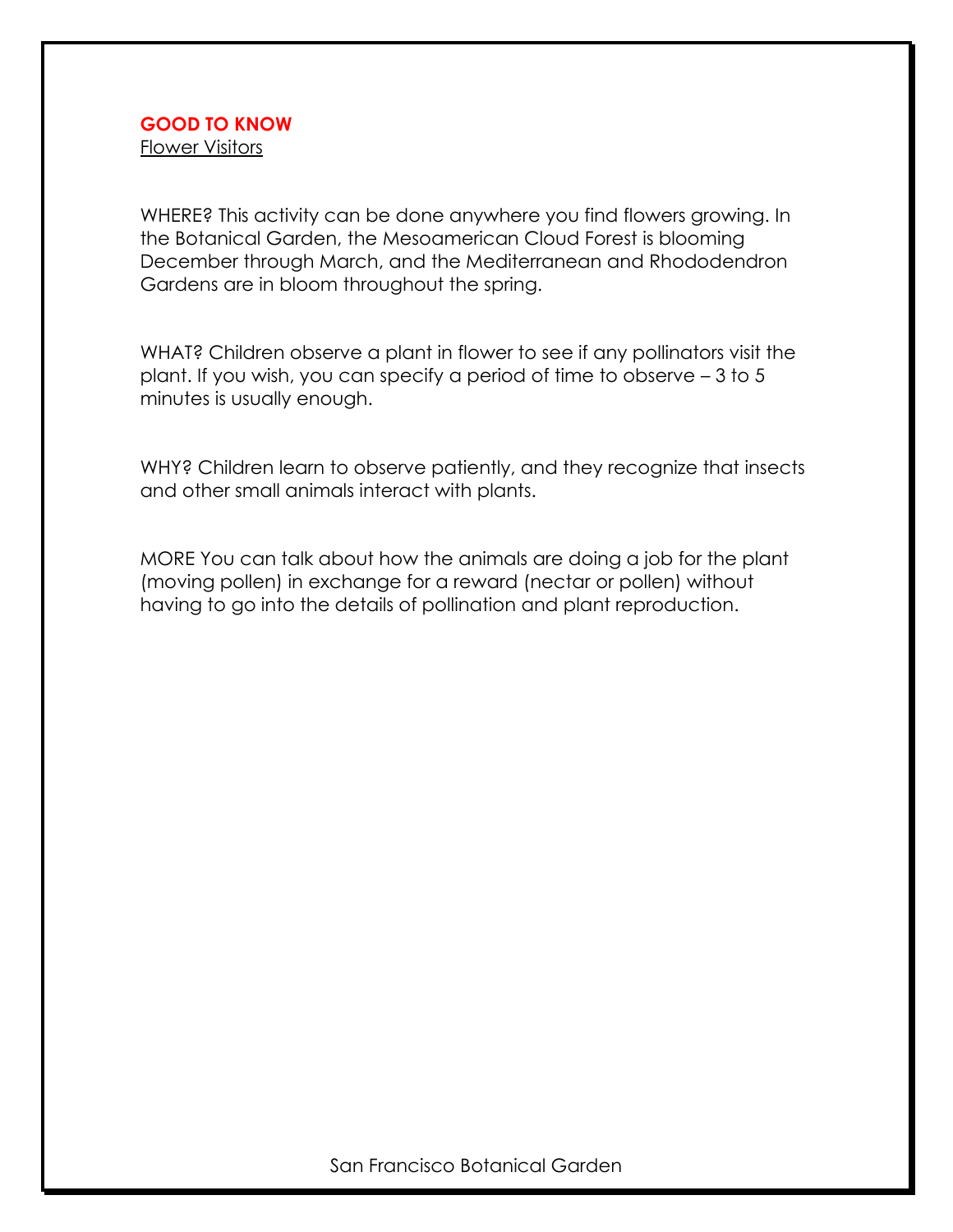**GOOD TO KNOW**

Flower Visitors

WHERE? This activity can be done anywhere you find flowers growing. In the Botanical Garden, the Mesoamerican Cloud Forest is blooming December through March, and the Mediterranean and Rhododendron Gardens are in bloom throughout the spring.

WHAT? Children observe a plant in flower to see if any pollinators visit the plant. If you wish, you can specify a period of time to observe – 3 to 5 minutes is usually enough.

WHY? Children learn to observe patiently, and they recognize that insects and other small animals interact with plants.

MORE You can talk about how the animals are doing a job for the plant (moving pollen) in exchange for a reward (nectar or pollen) without having to go into the details of pollination and plant reproduction.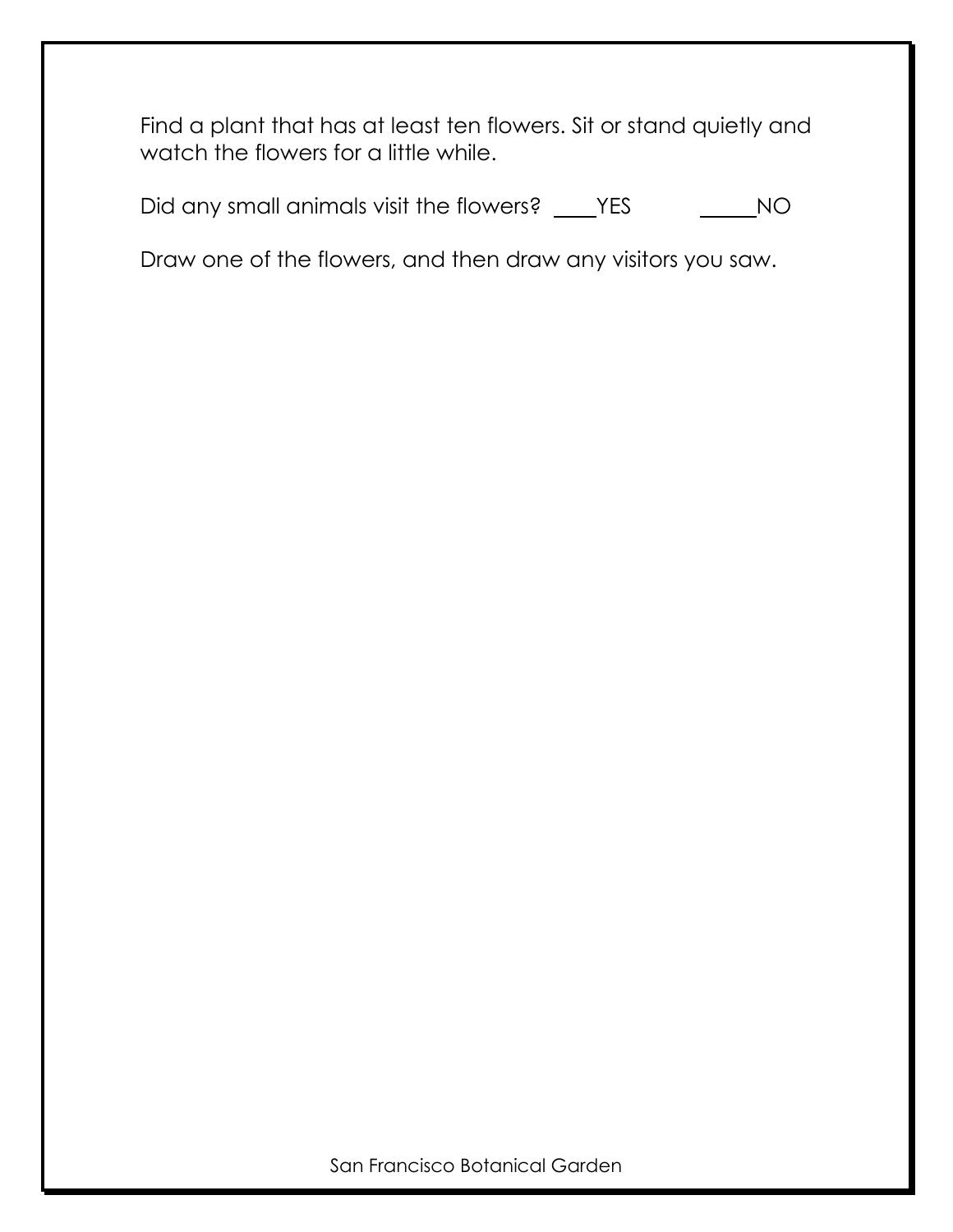Find a plant that has at least ten flowers. Sit or stand quietly and watch the flowers for a little while.

Did any small animals visit the flowers? ____YES _____NO

Draw one of the flowers, and then draw any visitors you saw.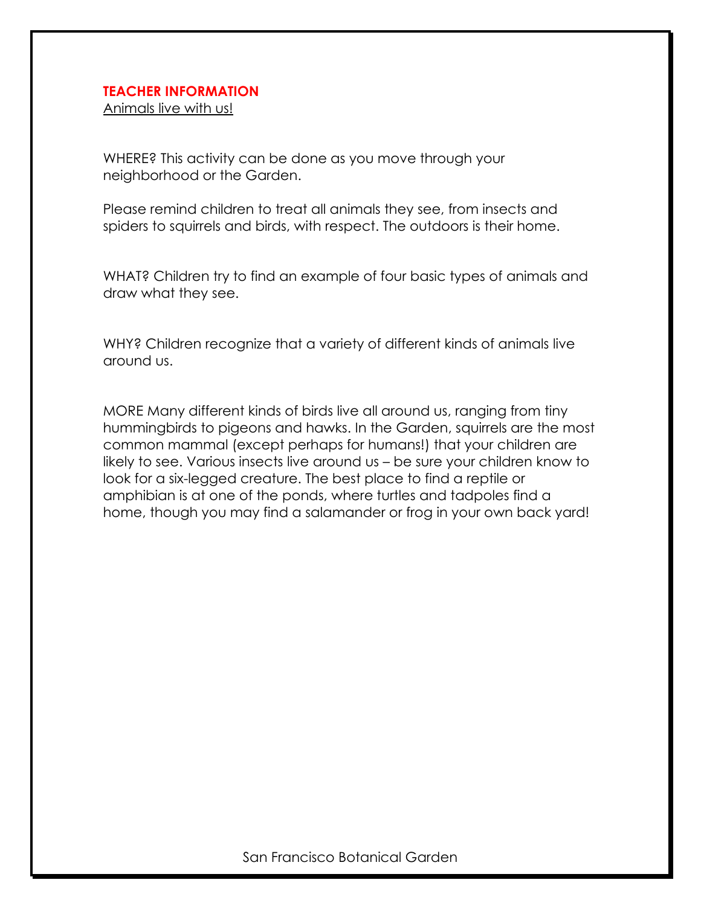**TEACHER INFORMATION**

Animals live with us!

WHERE? This activity can be done as you move through your neighborhood or the Garden.

Please remind children to treat all animals they see, from insects and spiders to squirrels and birds, with respect. The outdoors is their home.

WHAT? Children try to find an example of four basic types of animals and draw what they see.

WHY? Children recognize that a variety of different kinds of animals live around us.

MORE Many different kinds of birds live all around us, ranging from tiny hummingbirds to pigeons and hawks. In the Garden, squirrels are the most common mammal (except perhaps for humans!) that your children are likely to see. Various insects live around us – be sure your children know to look for a six-legged creature. The best place to find a reptile or amphibian is at one of the ponds, where turtles and tadpoles find a home, though you may find a salamander or frog in your own back yard!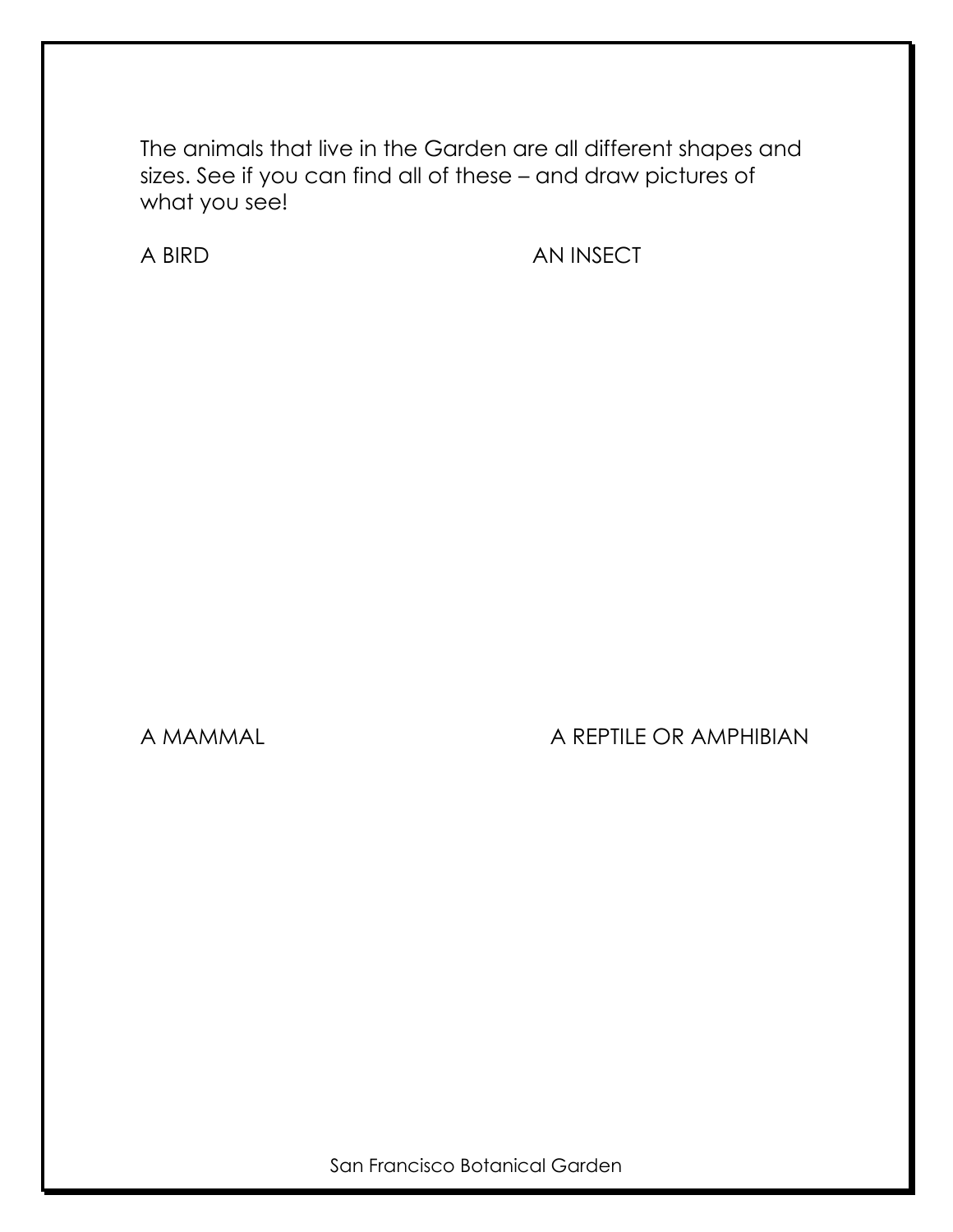The animals that live in the Garden are all different shapes and sizes. See if you can find all of these – and draw pictures of what you see!

A BIRD

AN INSECT

A MAMMAL

A REPTILE OR AMPHIBIAN

San Francisco Botanical Garden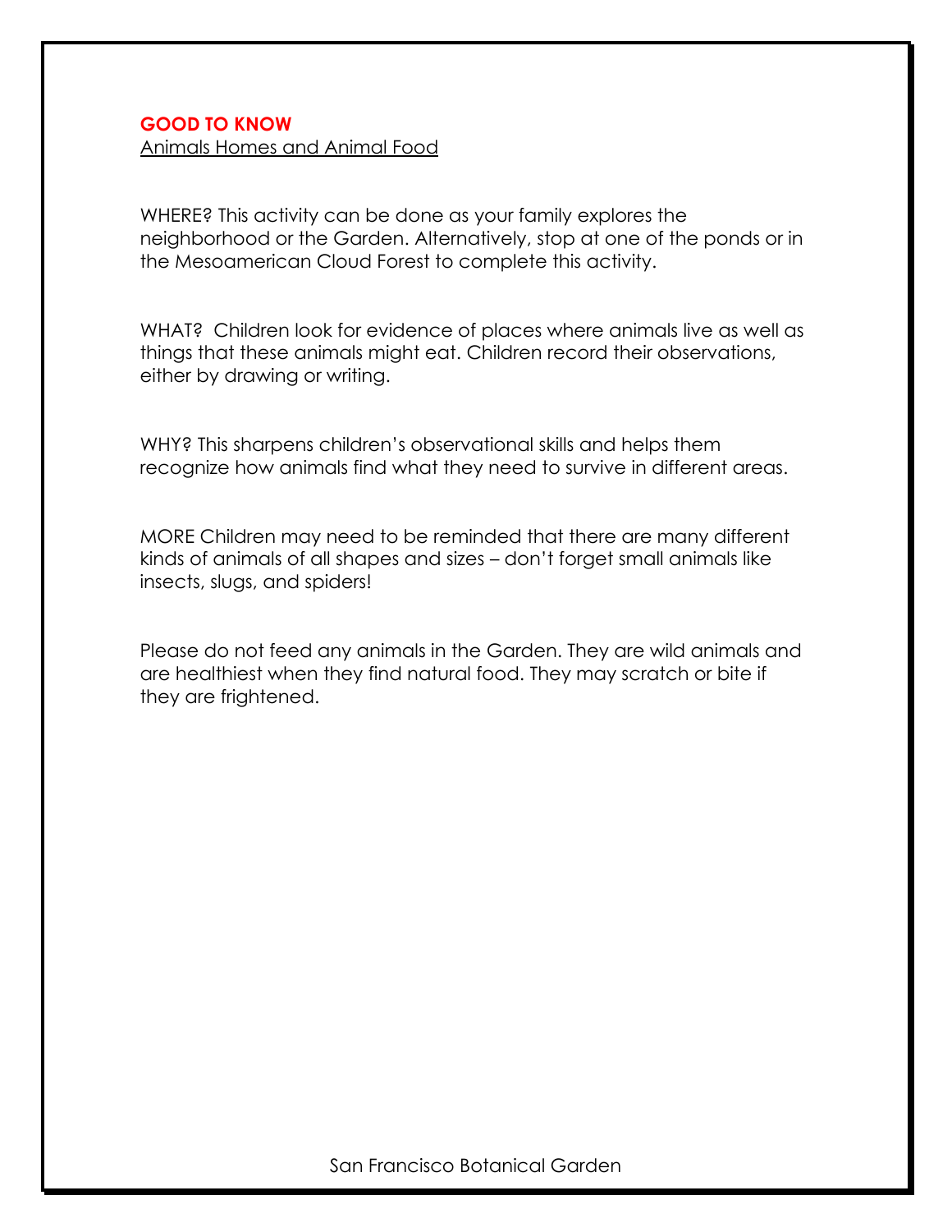**GOOD TO KNOW**

Animals Homes and Animal Food

WHERE? This activity can be done as your family explores the neighborhood or the Garden. Alternatively, stop at one of the ponds or in the Mesoamerican Cloud Forest to complete this activity.

WHAT? Children look for evidence of places where animals live as well as things that these animals might eat. Children record their observations, either by drawing or writing.

WHY? This sharpens children's observational skills and helps them recognize how animals find what they need to survive in different areas.

MORE Children may need to be reminded that there are many different kinds of animals of all shapes and sizes – don't forget small animals like insects, slugs, and spiders!

Please do not feed any animals in the Garden. They are wild animals and are healthiest when they find natural food. They may scratch or bite if they are frightened.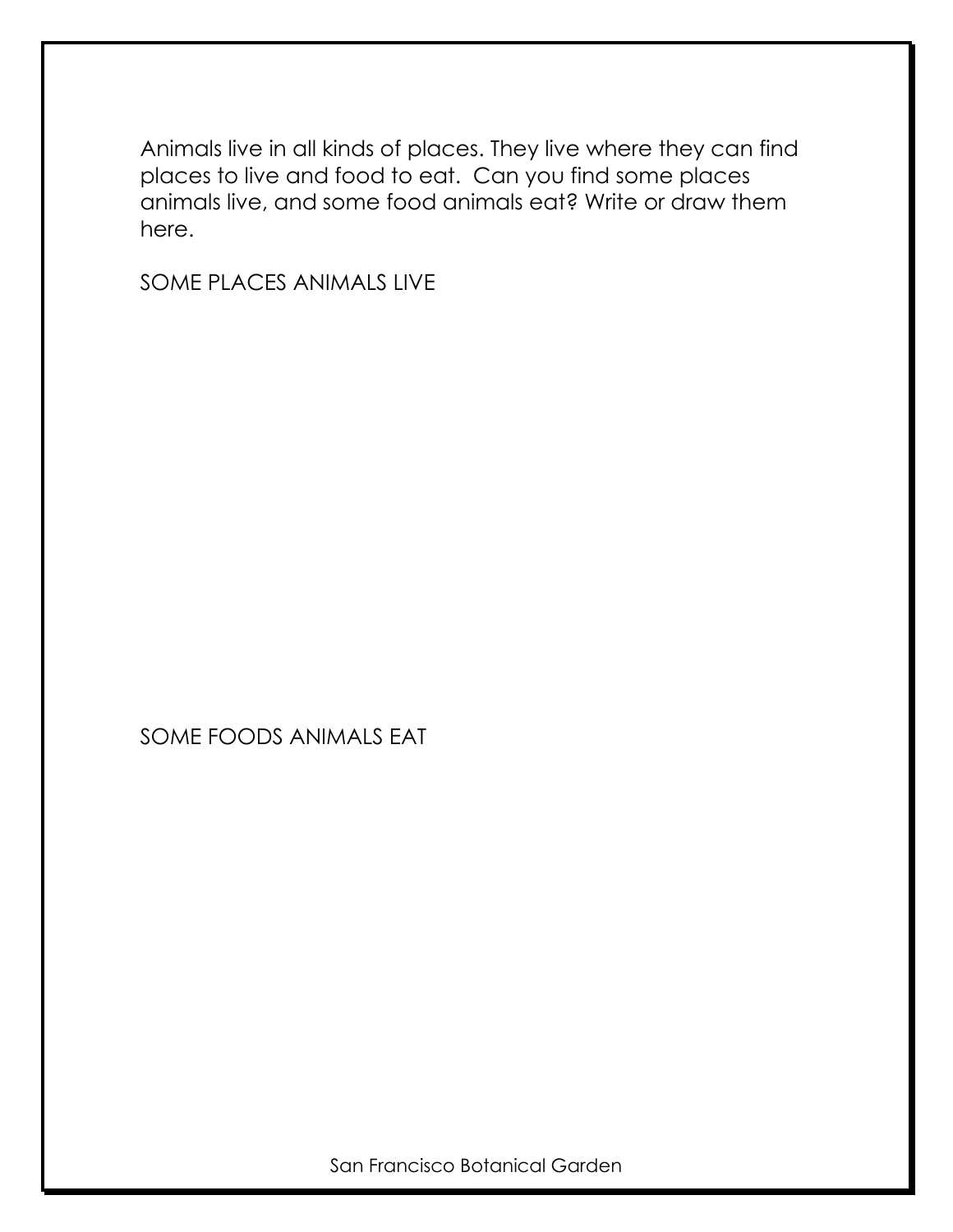Animals live in all kinds of places. They live where they can find places to live and food to eat. Can you find some places animals live, and some food animals eat? Write or draw them here.

SOME PLACES ANIMALS LIVE

SOME FOODS ANIMALS EAT

San Francisco Botanical Garden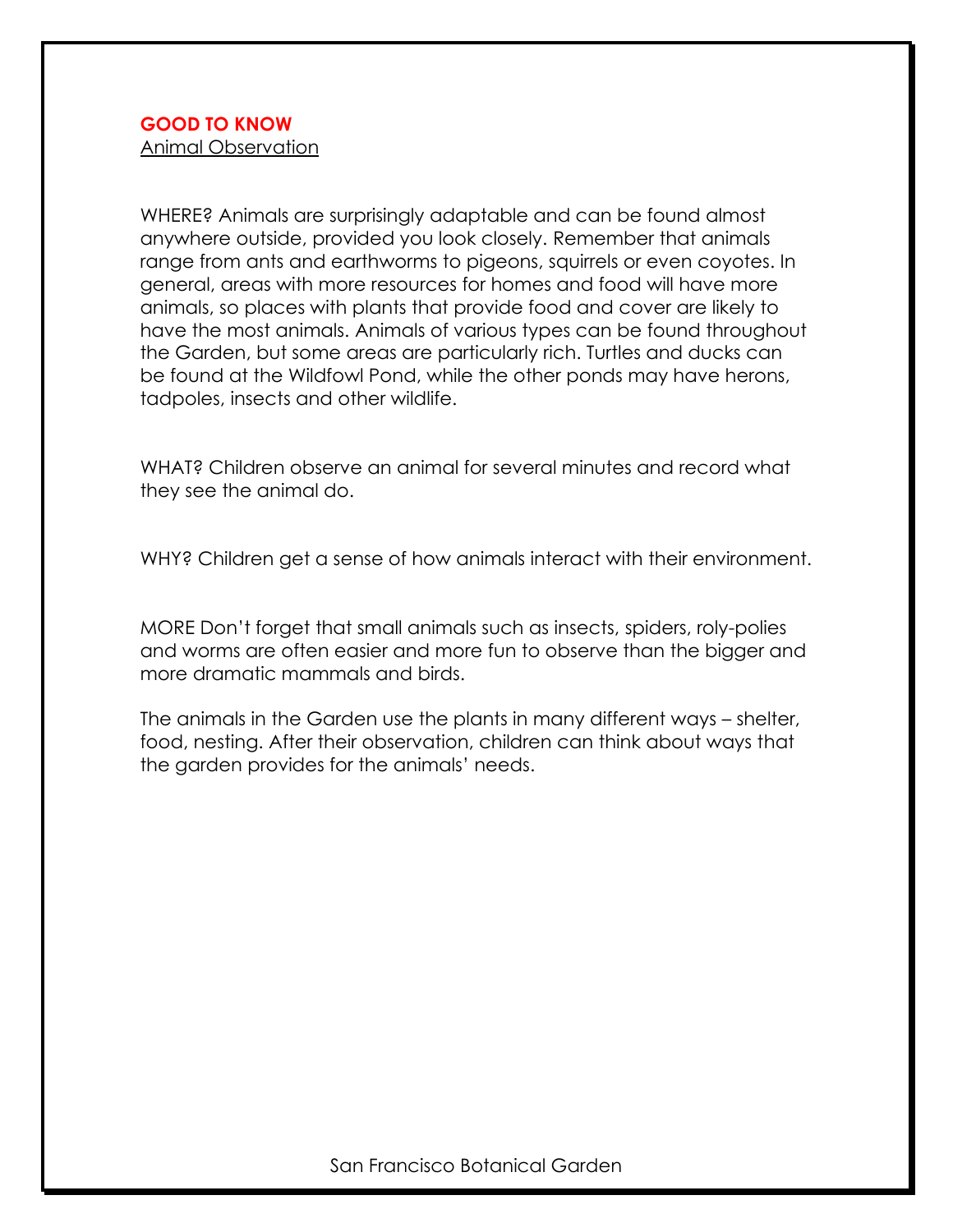**GOOD TO KNOW**

Animal Observation

WHERE? Animals are surprisingly adaptable and can be found almost anywhere outside, provided you look closely. Remember that animals range from ants and earthworms to pigeons, squirrels or even coyotes. In general, areas with more resources for homes and food will have more animals, so places with plants that provide food and cover are likely to have the most animals. Animals of various types can be found throughout the Garden, but some areas are particularly rich. Turtles and ducks can be found at the Wildfowl Pond, while the other ponds may have herons, tadpoles, insects and other wildlife.

WHAT? Children observe an animal for several minutes and record what they see the animal do.

WHY? Children get a sense of how animals interact with their environment.

MORE Don't forget that small animals such as insects, spiders, roly-polies and worms are often easier and more fun to observe than the bigger and more dramatic mammals and birds.

The animals in the Garden use the plants in many different ways – shelter, food, nesting. After their observation, children can think about ways that the garden provides for the animals' needs.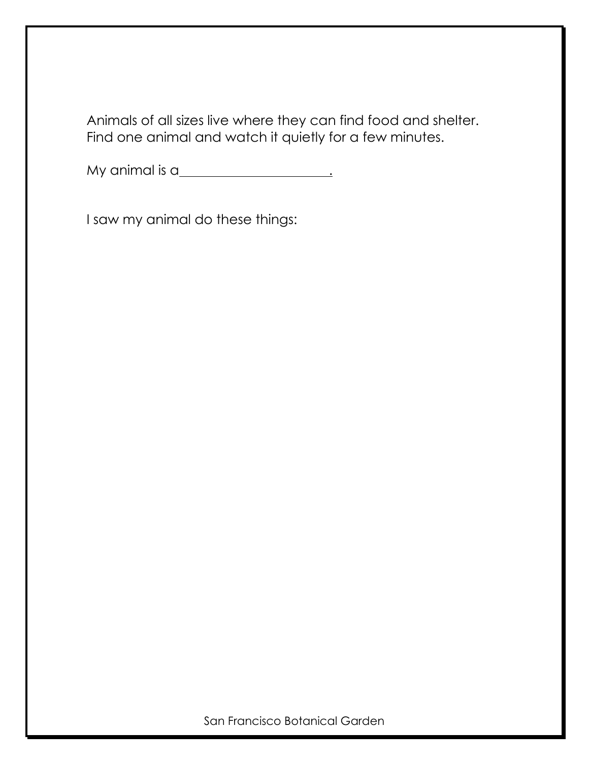Animals of all sizes live where they can find food and shelter.
Find one animal and watch it quietly for a few minutes.

My animal is a______________________.

I saw my animal do these things: